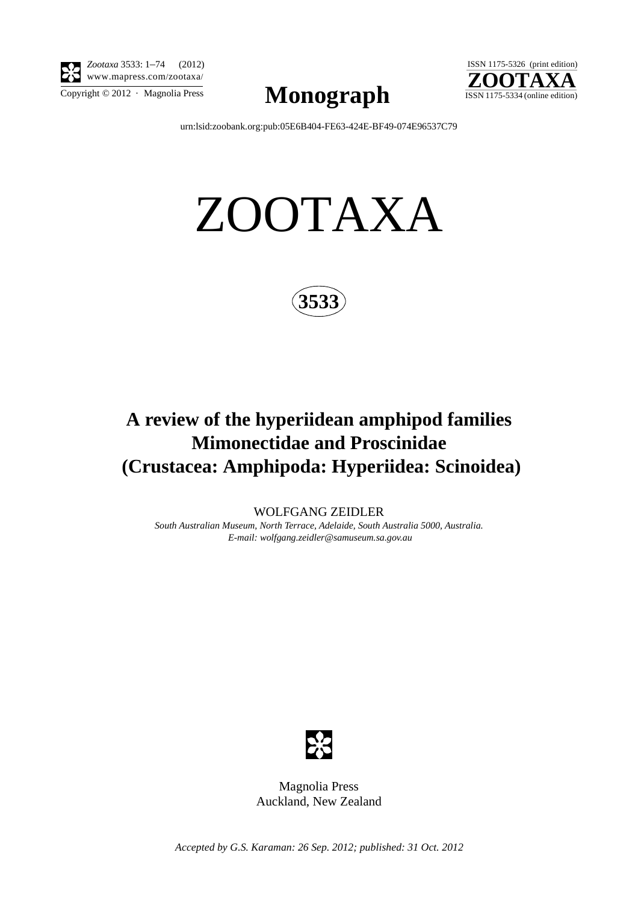*Zootaxa* 3533: 1–74 (2012)
www.mapress.com/zootaxa/

Copyright © 2012 · Magnolia Press

**Monograph**

ISSN 1175-5326 (print edition)
**ZOOTAXA**
ISSN 1175-5334 (online edition)

urn:lsid:zoobank.org:pub:05E6B404-FE63-424E-BF49-074E96537C79

# ZOOTAXA

**3533**

# A review of the hyperiidean amphipod families Mimonectidae and Proscinidae (Crustacea: Amphipoda: Hyperiidea: Scinoidea)

WOLFGANG ZEIDLER

*South Australian Museum, North Terrace, Adelaide, South Australia 5000, Australia.*
*E-mail: wolfgang.zeidler@samuseum.sa.gov.au*

Magnolia Press
Auckland, New Zealand

*Accepted by G.S. Karaman: 26 Sep. 2012; published: 31 Oct. 2012*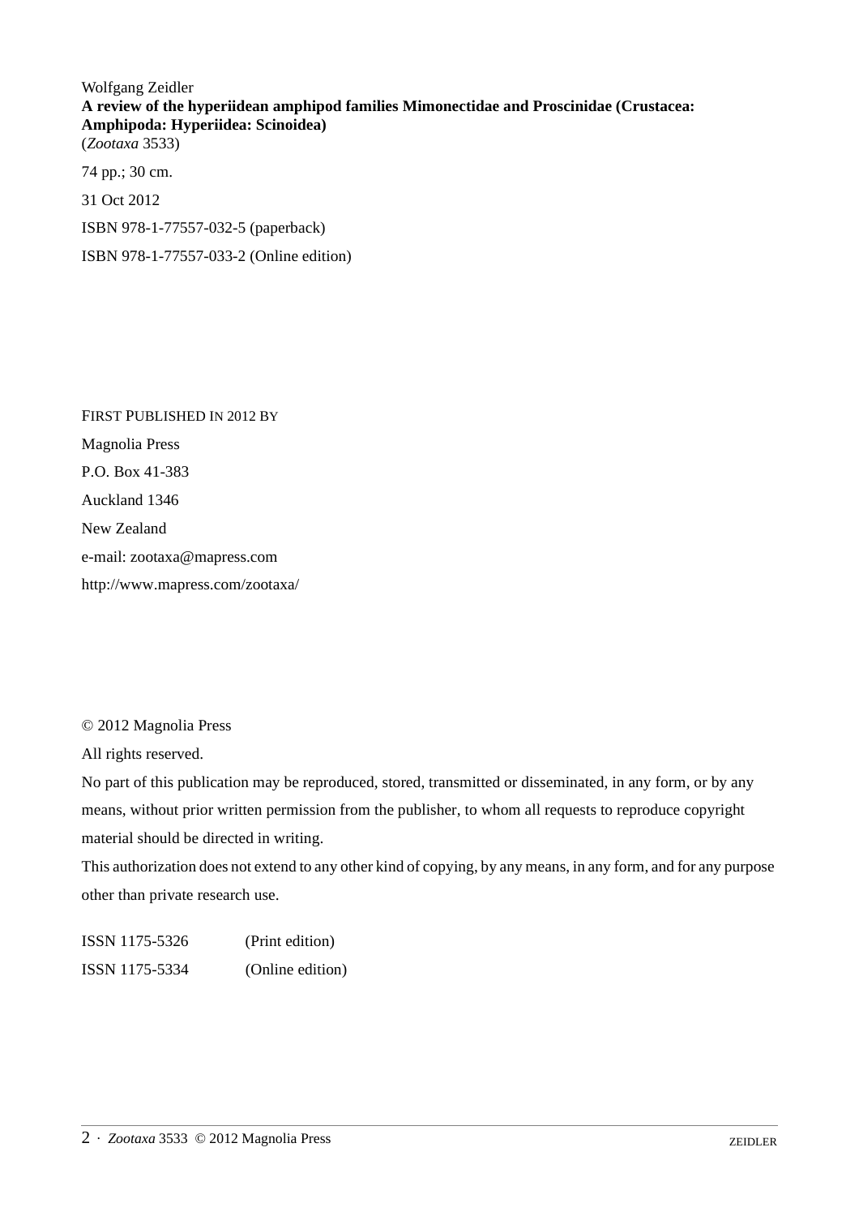Wolfgang Zeidler
**A review of the hyperiidean amphipod families Mimonectidae and Proscinidae (Crustacea: Amphipoda: Hyperiidea: Scinoidea)**
(*Zootaxa* 3533)

74 pp.; 30 cm.

31 Oct 2012

ISBN 978-1-77557-032-5 (paperback)

ISBN 978-1-77557-033-2 (Online edition)

FIRST PUBLISHED IN 2012 BY

Magnolia Press

P.O. Box 41-383

Auckland 1346

New Zealand

e-mail: zootaxa@mapress.com

http://www.mapress.com/zootaxa/

© 2012 Magnolia Press

All rights reserved.

No part of this publication may be reproduced, stored, transmitted or disseminated, in any form, or by any means, without prior written permission from the publisher, to whom all requests to reproduce copyright material should be directed in writing.

This authorization does not extend to any other kind of copying, by any means, in any form, and for any purpose other than private research use.

ISSN 1175-5326 (Print edition)

ISSN 1175-5334 (Online edition)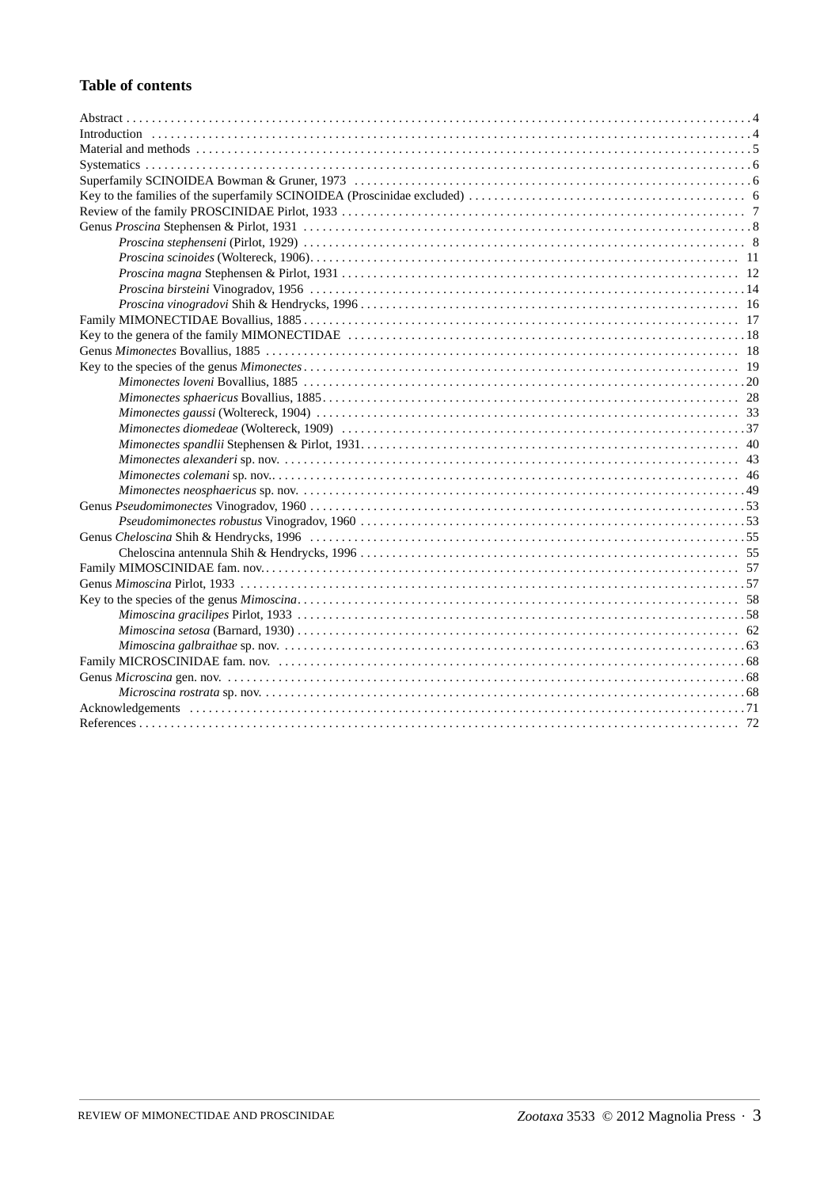## Table of contents

Abstract . . . . . 4
Introduction . . . . . 4
Material and methods . . . . . 5
Systematics . . . . . 6
Superfamily SCINOIDEA Bowman & Gruner, 1973 . . . . . 6
Key to the families of the superfamily SCINOIDEA (Proscinidae excluded) . . . . . 6
Review of the family PROSCINIDAE Pirlot, 1933 . . . . . 7
Genus *Proscina* Stephensen & Pirlot, 1931 . . . . . 8
    *Proscina stephenseni* (Pirlot, 1929) . . . . . 8
    *Proscina scinoides* (Woltereck, 1906). . . . . . 11
    *Proscina magna* Stephensen & Pirlot, 1931 . . . . . 12
    *Proscina birsteini* Vinogradov, 1956 . . . . . 14
    *Proscina vinogradovi* Shih & Hendrycks, 1996 . . . . . 16
Family MIMONECTIDAE Bovallius, 1885 . . . . . 17
Key to the genera of the family MIMONECTIDAE . . . . . 18
Genus *Mimonectes* Bovallius, 1885 . . . . . 18
Key to the species of the genus *Mimonectes* . . . . . 19
    *Mimonectes loveni* Bovallius, 1885 . . . . . 20
    *Mimonectes sphaericus* Bovallius, 1885. . . . . . 28
    *Mimonectes gaussi* (Woltereck, 1904) . . . . . 33
    *Mimonectes diomedeae* (Woltereck, 1909) . . . . . 37
    *Mimonectes spandlii* Stephensen & Pirlot, 1931. . . . . . 40
    *Mimonectes alexanderi* sp. nov. . . . . . 43
    *Mimonectes colemani* sp. nov.. . . . . . 46
    *Mimonectes neosphaericus* sp. nov. . . . . . 49
Genus *Pseudomimonectes* Vinogradov, 1960 . . . . . 53
    *Pseudomimonectes robustus* Vinogradov, 1960 . . . . . 53
Genus *Cheloscina* Shih & Hendrycks, 1996 . . . . . 55
    Cheloscina antennula Shih & Hendrycks, 1996 . . . . . 55
Family MIMOSCINIDAE fam. nov. . . . . . 57
Genus *Mimoscina* Pirlot, 1933 . . . . . 57
Key to the species of the genus *Mimoscina* . . . . . 58
    *Mimoscina gracilipes* Pirlot, 1933 . . . . . 58
    *Mimoscina setosa* (Barnard, 1930) . . . . . 62
    *Mimoscina galbraithae* sp. nov. . . . . . 63
Family MICROSCINIDAE fam. nov. . . . . . 68
Genus *Microscina* gen. nov. . . . . . 68
    *Microscina rostrata* sp. nov. . . . . . 68
Acknowledgements . . . . . 71
References . . . . . 72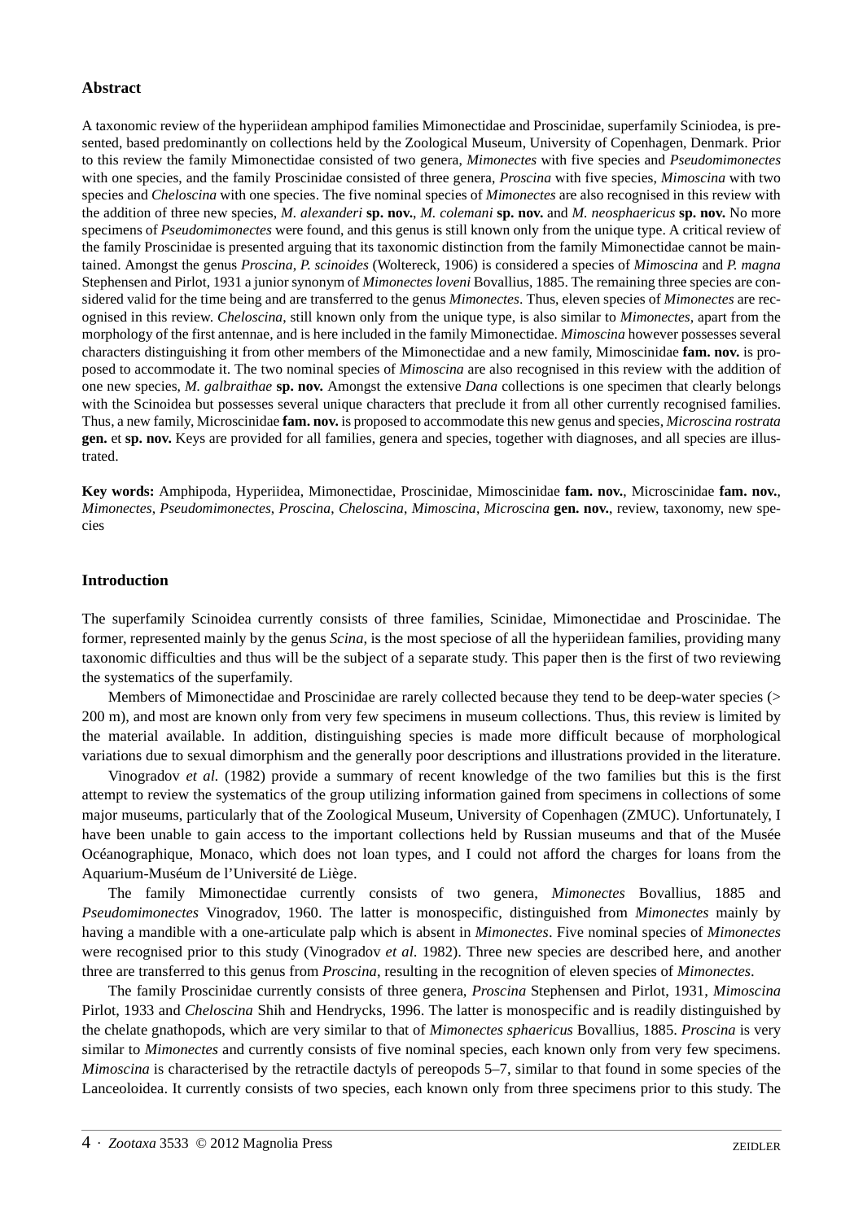## Abstract

A taxonomic review of the hyperiidean amphipod families Mimonectidae and Proscinidae, superfamily Sciniodea, is presented, based predominantly on collections held by the Zoological Museum, University of Copenhagen, Denmark. Prior to this review the family Mimonectidae consisted of two genera, *Mimonectes* with five species and *Pseudomimonectes* with one species, and the family Proscinidae consisted of three genera, *Proscina* with five species, *Mimoscina* with two species and *Cheloscina* with one species. The five nominal species of *Mimonectes* are also recognised in this review with the addition of three new species, *M. alexanderi* **sp. nov.**, *M. colemani* **sp. nov.** and *M. neosphaericus* **sp. nov.** No more specimens of *Pseudomimonectes* were found, and this genus is still known only from the unique type. A critical review of the family Proscinidae is presented arguing that its taxonomic distinction from the family Mimonectidae cannot be maintained. Amongst the genus *Proscina*, *P. scinoides* (Woltereck, 1906) is considered a species of *Mimoscina* and *P. magna* Stephensen and Pirlot, 1931 a junior synonym of *Mimonectes loveni* Bovallius, 1885. The remaining three species are considered valid for the time being and are transferred to the genus *Mimonectes*. Thus, eleven species of *Mimonectes* are recognised in this review. *Cheloscina*, still known only from the unique type, is also similar to *Mimonectes*, apart from the morphology of the first antennae, and is here included in the family Mimonectidae. *Mimoscina* however possesses several characters distinguishing it from other members of the Mimonectidae and a new family, Mimoscinidae **fam. nov.** is proposed to accommodate it. The two nominal species of *Mimoscina* are also recognised in this review with the addition of one new species, *M. galbraithae* **sp. nov.** Amongst the extensive *Dana* collections is one specimen that clearly belongs with the Scinoidea but possesses several unique characters that preclude it from all other currently recognised families. Thus, a new family, Microscinidae **fam. nov.** is proposed to accommodate this new genus and species, *Microscina rostrata* **gen.** et **sp. nov.** Keys are provided for all families, genera and species, together with diagnoses, and all species are illustrated.

**Key words:** Amphipoda, Hyperiidea, Mimonectidae, Proscinidae, Mimoscinidae **fam. nov.**, Microscinidae **fam. nov.**, *Mimonectes*, *Pseudomimonectes*, *Proscina*, *Cheloscina*, *Mimoscina*, *Microscina* **gen. nov.**, review, taxonomy, new species

## Introduction

The superfamily Scinoidea currently consists of three families, Scinidae, Mimonectidae and Proscinidae. The former, represented mainly by the genus *Scina*, is the most speciose of all the hyperiidean families, providing many taxonomic difficulties and thus will be the subject of a separate study. This paper then is the first of two reviewing the systematics of the superfamily.

Members of Mimonectidae and Proscinidae are rarely collected because they tend to be deep-water species (> 200 m), and most are known only from very few specimens in museum collections. Thus, this review is limited by the material available. In addition, distinguishing species is made more difficult because of morphological variations due to sexual dimorphism and the generally poor descriptions and illustrations provided in the literature.

Vinogradov *et al.* (1982) provide a summary of recent knowledge of the two families but this is the first attempt to review the systematics of the group utilizing information gained from specimens in collections of some major museums, particularly that of the Zoological Museum, University of Copenhagen (ZMUC). Unfortunately, I have been unable to gain access to the important collections held by Russian museums and that of the Musée Océanographique, Monaco, which does not loan types, and I could not afford the charges for loans from the Aquarium-Muséum de l'Université de Liège.

The family Mimonectidae currently consists of two genera, *Mimonectes* Bovallius, 1885 and *Pseudomimonectes* Vinogradov, 1960. The latter is monospecific, distinguished from *Mimonectes* mainly by having a mandible with a one-articulate palp which is absent in *Mimonectes*. Five nominal species of *Mimonectes* were recognised prior to this study (Vinogradov *et al.* 1982). Three new species are described here, and another three are transferred to this genus from *Proscina*, resulting in the recognition of eleven species of *Mimonectes*.

The family Proscinidae currently consists of three genera, *Proscina* Stephensen and Pirlot, 1931, *Mimoscina* Pirlot, 1933 and *Cheloscina* Shih and Hendrycks, 1996. The latter is monospecific and is readily distinguished by the chelate gnathopods, which are very similar to that of *Mimonectes sphaericus* Bovallius, 1885. *Proscina* is very similar to *Mimonectes* and currently consists of five nominal species, each known only from very few specimens. *Mimoscina* is characterised by the retractile dactyls of pereopods 5–7, similar to that found in some species of the Lanceoloidea. It currently consists of two species, each known only from three specimens prior to this study. The